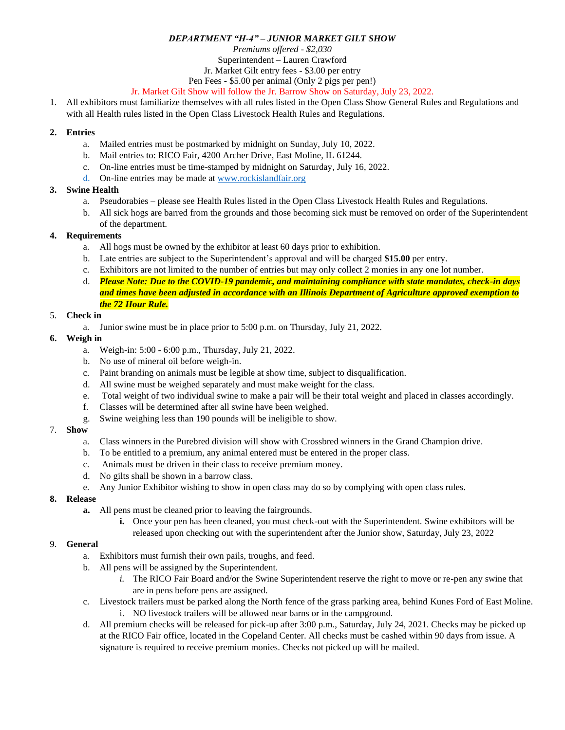***DEPARTMENT "H-4" – JUNIOR MARKET GILT SHOW***

*Premiums offered - $2,030*

Superintendent – Lauren Crawford

Jr. Market Gilt entry fees - $3.00 per entry

Pen Fees - $5.00 per animal (Only 2 pigs per pen!)

Jr. Market Gilt Show will follow the Jr. Barrow Show on Saturday, July 23, 2022.

1. All exhibitors must familiarize themselves with all rules listed in the Open Class Show General Rules and Regulations and with all Health rules listed in the Open Class Livestock Health Rules and Regulations.

2. **Entries**
   a. Mailed entries must be postmarked by midnight on Sunday, July 10, 2022.
   b. Mail entries to: RICO Fair, 4200 Archer Drive, East Moline, IL 61244.
   c. On-line entries must be time-stamped by midnight on Saturday, July 16, 2022.
   d. On-line entries may be made at www.rockislandfair.org

3. **Swine Health**
   a. Pseudorabies – please see Health Rules listed in the Open Class Livestock Health Rules and Regulations.
   b. All sick hogs are barred from the grounds and those becoming sick must be removed on order of the Superintendent of the department.

4. **Requirements**
   a. All hogs must be owned by the exhibitor at least 60 days prior to exhibition.
   b. Late entries are subject to the Superintendent's approval and will be charged **$15.00** per entry.
   c. Exhibitors are not limited to the number of entries but may only collect 2 monies in any one lot number.
   d. ***Please Note: Due to the COVID-19 pandemic, and maintaining compliance with state mandates, check-in days and times have been adjusted in accordance with an Illinois Department of Agriculture approved exemption to the 72 Hour Rule.***

5. **Check in**
   a. Junior swine must be in place prior to 5:00 p.m. on Thursday, July 21, 2022.

6. **Weigh in**
   a. Weigh-in: 5:00 - 6:00 p.m., Thursday, July 21, 2022.
   b. No use of mineral oil before weigh-in.
   c. Paint branding on animals must be legible at show time, subject to disqualification.
   d. All swine must be weighed separately and must make weight for the class.
   e. Total weight of two individual swine to make a pair will be their total weight and placed in classes accordingly.
   f. Classes will be determined after all swine have been weighed.
   g. Swine weighing less than 190 pounds will be ineligible to show.

7. **Show**
   a. Class winners in the Purebred division will show with Crossbred winners in the Grand Champion drive.
   b. To be entitled to a premium, any animal entered must be entered in the proper class.
   c. Animals must be driven in their class to receive premium money.
   d. No gilts shall be shown in a barrow class.
   e. Any Junior Exhibitor wishing to show in open class may do so by complying with open class rules.

8. **Release**
   **a.** All pens must be cleaned prior to leaving the fairgrounds.
      **i.** Once your pen has been cleaned, you must check-out with the Superintendent. Swine exhibitors will be released upon checking out with the superintendent after the Junior show, Saturday, July 23, 2022

9. **General**
   a. Exhibitors must furnish their own pails, troughs, and feed.
   b. All pens will be assigned by the Superintendent.
      *i.* The RICO Fair Board and/or the Swine Superintendent reserve the right to move or re-pen any swine that are in pens before pens are assigned.
   c. Livestock trailers must be parked along the North fence of the grass parking area, behind Kunes Ford of East Moline.
      i. NO livestock trailers will be allowed near barns or in the campground.
   d. All premium checks will be released for pick-up after 3:00 p.m., Saturday, July 24, 2021. Checks may be picked up at the RICO Fair office, located in the Copeland Center. All checks must be cashed within 90 days from issue. A signature is required to receive premium monies. Checks not picked up will be mailed.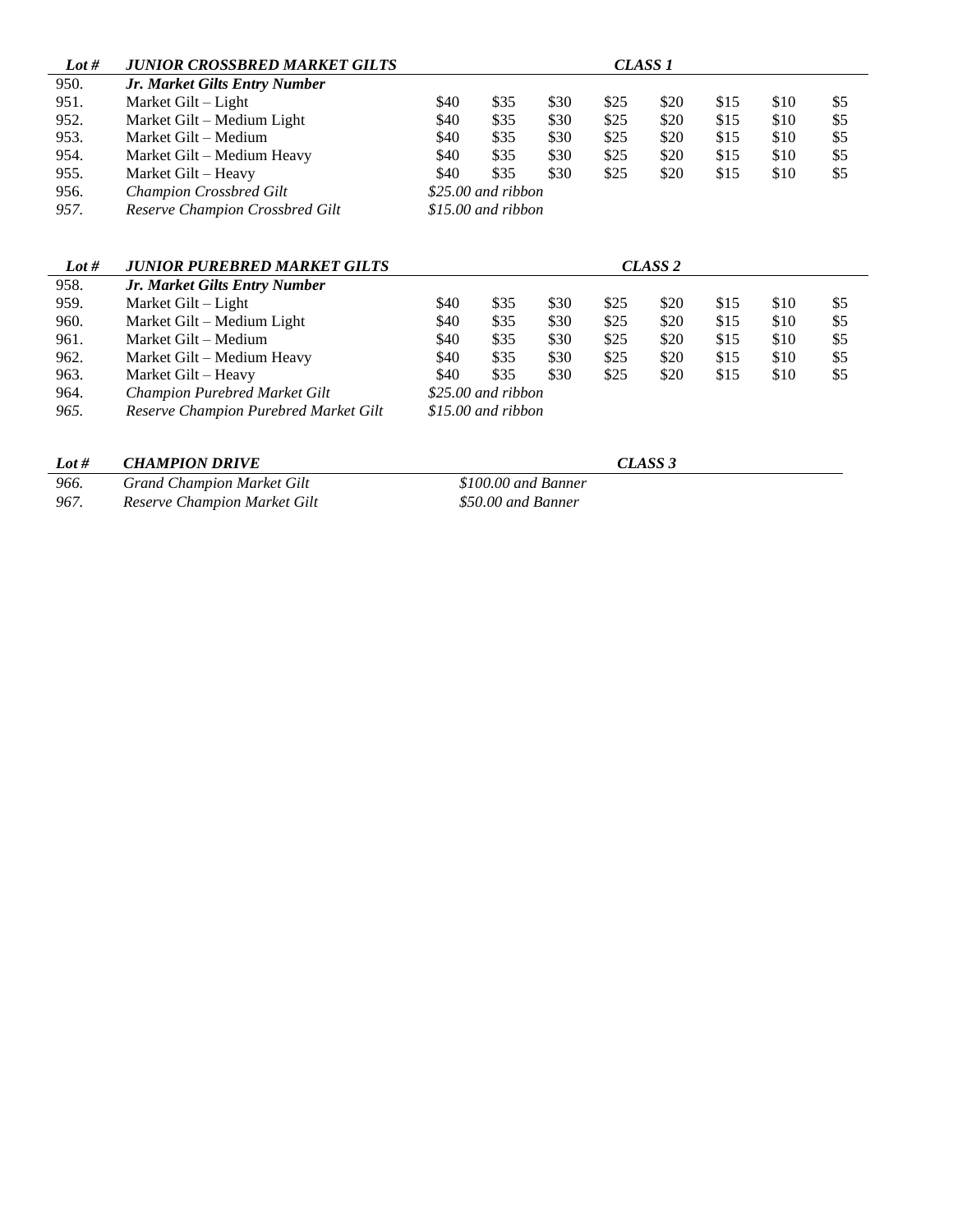| ***Lot #*** | ***JUNIOR CROSSBRED MARKET GILTS*** | | | | ***CLASS 1*** | | | | |
|---|---|---|---|---|---|---|---|---|---|
| 950. | ***Jr. Market Gilts Entry Number*** | | | | | | | | |
| 951. | Market Gilt – Light | $40 | $35 | $30 | $25 | $20 | $15 | $10 | $5 |
| 952. | Market Gilt – Medium Light | $40 | $35 | $30 | $25 | $20 | $15 | $10 | $5 |
| 953. | Market Gilt – Medium | $40 | $35 | $30 | $25 | $20 | $15 | $10 | $5 |
| 954. | Market Gilt – Medium Heavy | $40 | $35 | $30 | $25 | $20 | $15 | $10 | $5 |
| 955. | Market Gilt – Heavy | $40 | $35 | $30 | $25 | $20 | $15 | $10 | $5 |
| 956. | *Champion Crossbred Gilt* | *$25.00 and ribbon* | | | | | | | |
| *957.* | *Reserve Champion Crossbred Gilt* | *$15.00 and ribbon* | | | | | | | |

| ***Lot #*** | ***JUNIOR PUREBRED MARKET GILTS*** | | | | ***CLASS 2*** | | | | |
|---|---|---|---|---|---|---|---|---|---|
| 958. | ***Jr. Market Gilts Entry Number*** | | | | | | | | |
| 959. | Market Gilt – Light | $40 | $35 | $30 | $25 | $20 | $15 | $10 | $5 |
| 960. | Market Gilt – Medium Light | $40 | $35 | $30 | $25 | $20 | $15 | $10 | $5 |
| 961. | Market Gilt – Medium | $40 | $35 | $30 | $25 | $20 | $15 | $10 | $5 |
| 962. | Market Gilt – Medium Heavy | $40 | $35 | $30 | $25 | $20 | $15 | $10 | $5 |
| 963. | Market Gilt – Heavy | $40 | $35 | $30 | $25 | $20 | $15 | $10 | $5 |
| 964. | *Champion Purebred Market Gilt* | *$25.00 and ribbon* | | | | | | | |
| *965.* | *Reserve Champion Purebred Market Gilt* | *$15.00 and ribbon* | | | | | | | |

| ***Lot #*** | ***CHAMPION DRIVE*** | | ***CLASS 3*** |
|---|---|---|---|
| *966.* | *Grand Champion Market Gilt* | *$100.00 and Banner* | |
| *967.* | *Reserve Champion Market Gilt* | *$50.00 and Banner* | |